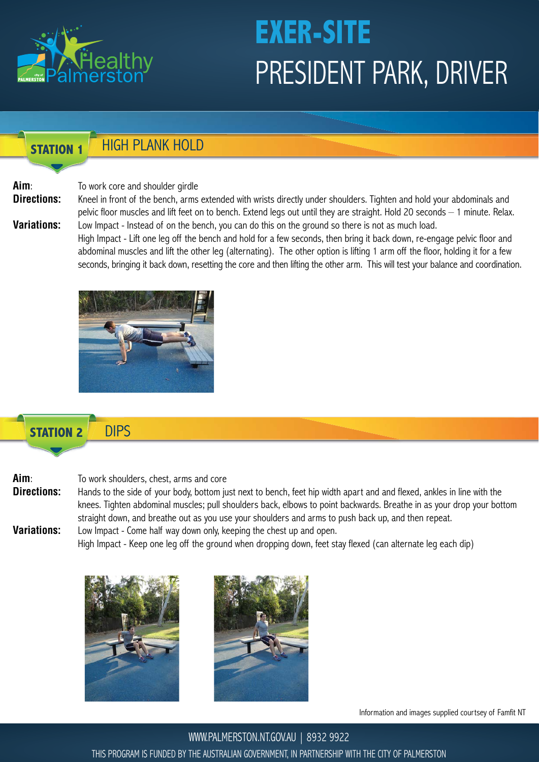# EXER-SITE

# PRESIDENT PARK, DRIVER

## STATION 1 HIGH PLANK HOLD

**Aim**: To work core and shoulder girdle

**Directions:** Kneel in front of the bench, arms extended with wrists directly under shoulders. Tighten and hold your abdominals and pelvic floor muscles and lift feet on to bench. Extend legs out until they are straight. Hold 20 seconds – 1 minute. Relax.

**Variations:** Low Impact - Instead of on the bench, you can do this on the ground so there is not as much load.

High Impact - Lift one leg off the bench and hold for a few seconds, then bring it back down, re-engage pelvic floor and abdominal muscles and lift the other leg (alternating). The other option is lifting 1 arm off the floor, holding it for a few seconds, bringing it back down, resetting the core and then lifting the other arm. This will test your balance and coordination.

## STATION 2 DIPS

**Aim**: To work shoulders, chest, arms and core

**Directions:** Hands to the side of your body, bottom just next to bench, feet hip width apart and and flexed, ankles in line with the knees. Tighten abdominal muscles; pull shoulders back, elbows to point backwards. Breathe in as your drop your bottom straight down, and breathe out as you use your shoulders and arms to push back up, and then repeat.

**Variations:** Low Impact - Come half way down only, keeping the chest up and open.

High Impact - Keep one leg off the ground when dropping down, feet stay flexed (can alternate leg each dip)

Information and images supplied courtsey of Famfit NT

WWW.PALMERSTON.NT.GOV.AU | 8932 9922

THIS PROGRAM IS FUNDED BY THE AUSTRALIAN GOVERNMENT, IN PARTNERSHIP WITH THE CITY OF PALMERSTON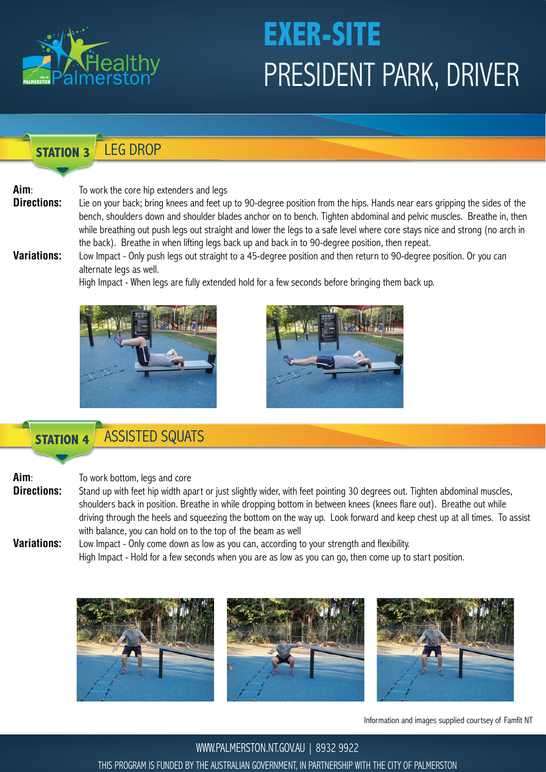# EXER-SITE PRESIDENT PARK, DRIVER

## STATION 3 LEG DROP

**Aim**: To work the core hip extenders and legs

**Directions:** Lie on your back; bring knees and feet up to 90-degree position from the hips. Hands near ears gripping the sides of the bench, shoulders down and shoulder blades anchor on to bench. Tighten abdominal and pelvic muscles. Breathe in, then while breathing out push legs out straight and lower the legs to a safe level where core stays nice and strong (no arch in the back). Breathe in when lifting legs back up and back in to 90-degree position, then repeat.

**Variations:** Low Impact - Only push legs out straight to a 45-degree position and then return to 90-degree position. Or you can alternate legs as well.

High Impact - When legs are fully extended hold for a few seconds before bringing them back up.

## STATION 4 ASSISTED SQUATS

**Aim**: To work bottom, legs and core

**Directions:** Stand up with feet hip width apart or just slightly wider, with feet pointing 30 degrees out. Tighten abdominal muscles, shoulders back in position. Breathe in while dropping bottom in between knees (knees flare out). Breathe out while driving through the heels and squeezing the bottom on the way up. Look forward and keep chest up at all times. To assist with balance, you can hold on to the top of the beam as well

**Variations:** Low Impact - Only come down as low as you can, according to your strength and flexibility.

High Impact - Hold for a few seconds when you are as low as you can go, then come up to start position.

Information and images supplied courtesy of Famfit NT

WWW.PALMERSTON.NT.GOV.AU | 8932 9922

THIS PROGRAM IS FUNDED BY THE AUSTRALIAN GOVERNMENT, IN PARTNERSHIP WITH THE CITY OF PALMERSTON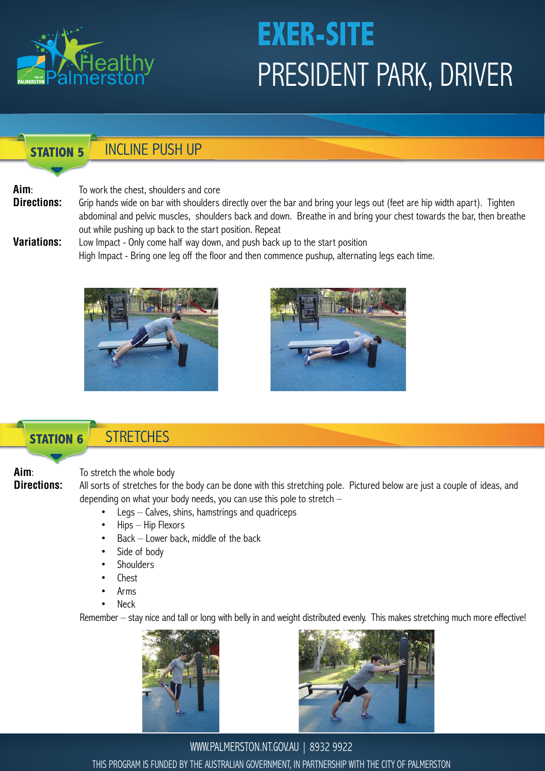# EXER-SITE

# PRESIDENT PARK, DRIVER

## STATION 5 — INCLINE PUSH UP

**Aim**: To work the chest, shoulders and core

**Directions:** Grip hands wide on bar with shoulders directly over the bar and bring your legs out (feet are hip width apart). Tighten abdominal and pelvic muscles, shoulders back and down. Breathe in and bring your chest towards the bar, then breathe out while pushing up back to the start position. Repeat

**Variations:** Low Impact - Only come half way down, and push back up to the start position
High Impact - Bring one leg off the floor and then commence pushup, alternating legs each time.

## STATION 6 — STRETCHES

**Aim**: To stretch the whole body

**Directions:** All sorts of stretches for the body can be done with this stretching pole. Pictured below are just a couple of ideas, and depending on what your body needs, you can use this pole to stretch –

- Legs – Calves, shins, hamstrings and quadriceps
- Hips – Hip Flexors
- Back – Lower back, middle of the back
- Side of body
- Shoulders
- Chest
- Arms
- Neck

Remember – stay nice and tall or long with belly in and weight distributed evenly. This makes stretching much more effective!

WWW.PALMERSTON.NT.GOV.AU | 8932 9922

THIS PROGRAM IS FUNDED BY THE AUSTRALIAN GOVERNMENT, IN PARTNERSHIP WITH THE CITY OF PALMERSTON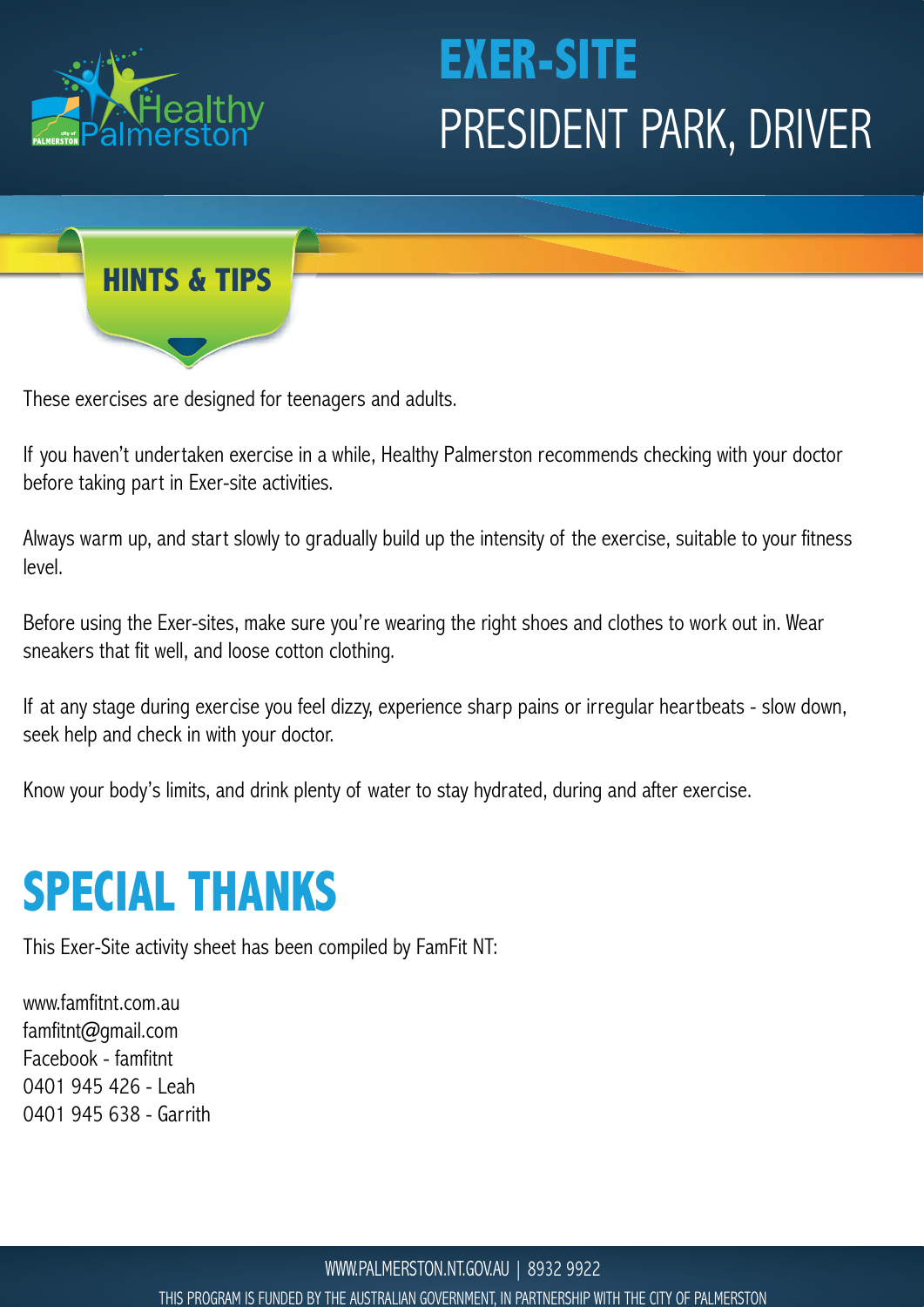# EXER-SITE

## PRESIDENT PARK, DRIVER

## HINTS & TIPS

These exercises are designed for teenagers and adults.

If you haven't undertaken exercise in a while, Healthy Palmerston recommends checking with your doctor before taking part in Exer-site activities.

Always warm up, and start slowly to gradually build up the intensity of the exercise, suitable to your fitness level.

Before using the Exer-sites, make sure you're wearing the right shoes and clothes to work out in. Wear sneakers that fit well, and loose cotton clothing.

If at any stage during exercise you feel dizzy, experience sharp pains or irregular heartbeats - slow down, seek help and check in with your doctor.

Know your body's limits, and drink plenty of water to stay hydrated, during and after exercise.

# SPECIAL THANKS

This Exer-Site activity sheet has been compiled by FamFit NT:

www.famfitnt.com.au
famfitnt@gmail.com
Facebook - famfitnt
0401 945 426 - Leah
0401 945 638 - Garrith

WWW.PALMERSTON.NT.GOV.AU | 8932 9922

THIS PROGRAM IS FUNDED BY THE AUSTRALIAN GOVERNMENT, IN PARTNERSHIP WITH THE CITY OF PALMERSTON